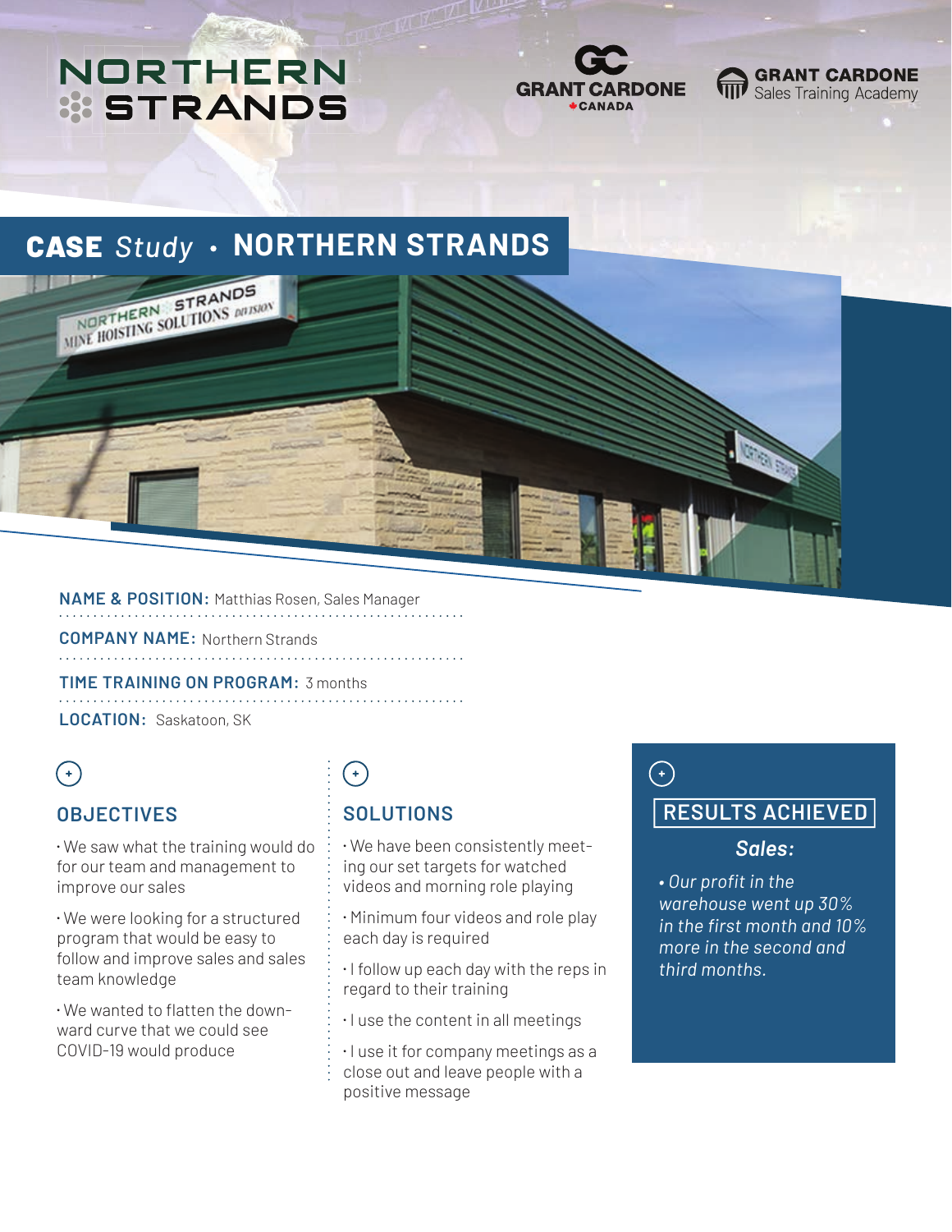NORTHERN STRANDS

GRANT CARDONE CANADA

GRANT CARDONE Sales Training Academy

# CASE *Study* • NORTHERN STRANDS

**NAME & POSITION:** Matthias Rosen, Sales Manager

**COMPANY NAME:** Northern Strands

**TIME TRAINING ON PROGRAM:** 3 months

**LOCATION:** Saskatoon, SK

## OBJECTIVES

- We saw what the training would do for our team and management to improve our sales
- We were looking for a structured program that would be easy to follow and improve sales and sales team knowledge
- We wanted to flatten the downward curve that we could see COVID-19 would produce

## SOLUTIONS

- We have been consistently meeting our set targets for watched videos and morning role playing
- Minimum four videos and role play each day is required
- I follow up each day with the reps in regard to their training
- I use the content in all meetings
- I use it for company meetings as a close out and leave people with a positive message

## RESULTS ACHIEVED

***Sales:***

- *Our profit in the warehouse went up 30% in the first month and 10% more in the second and third months.*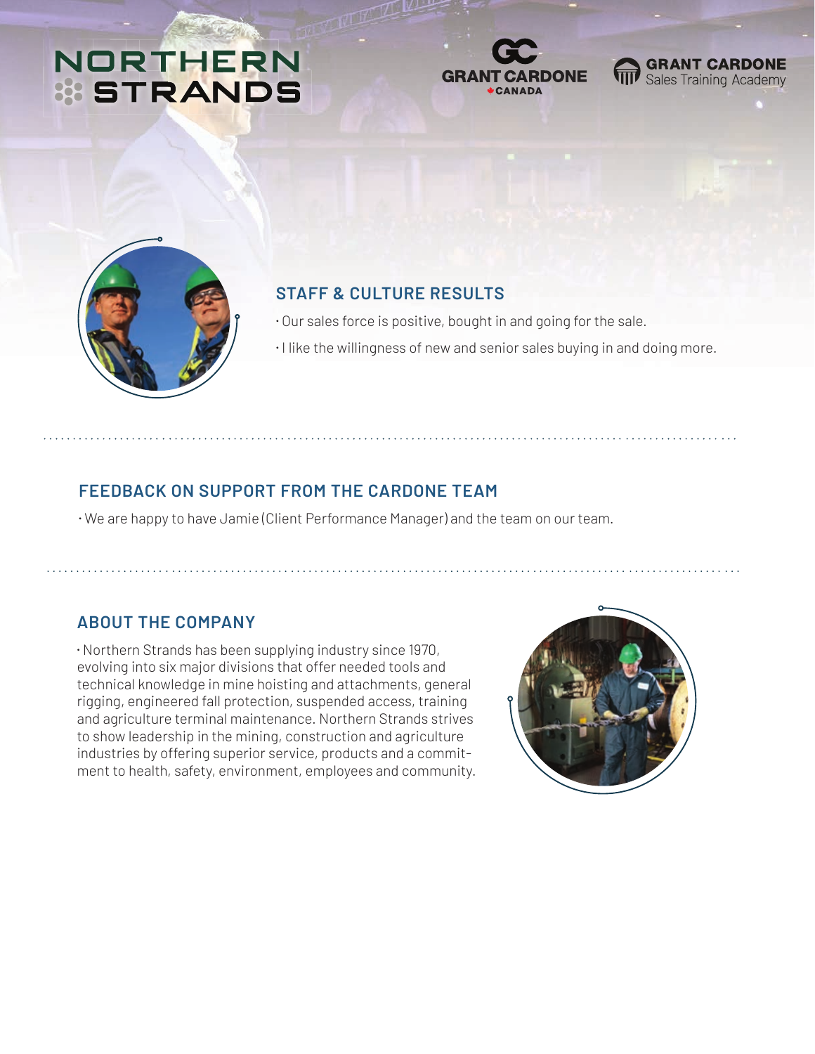NORTHERN STRANDS

GRANT CARDONE CANADA

GRANT CARDONE Sales Training Academy

## STAFF & CULTURE RESULTS

- Our sales force is positive, bought in and going for the sale.
- I like the willingness of new and senior sales buying in and doing more.

## FEEDBACK ON SUPPORT FROM THE CARDONE TEAM

- We are happy to have Jamie (Client Performance Manager) and the team on our team.

## ABOUT THE COMPANY

- Northern Strands has been supplying industry since 1970, evolving into six major divisions that offer needed tools and technical knowledge in mine hoisting and attachments, general rigging, engineered fall protection, suspended access, training and agriculture terminal maintenance. Northern Strands strives to show leadership in the mining, construction and agriculture industries by offering superior service, products and a commitment to health, safety, environment, employees and community.